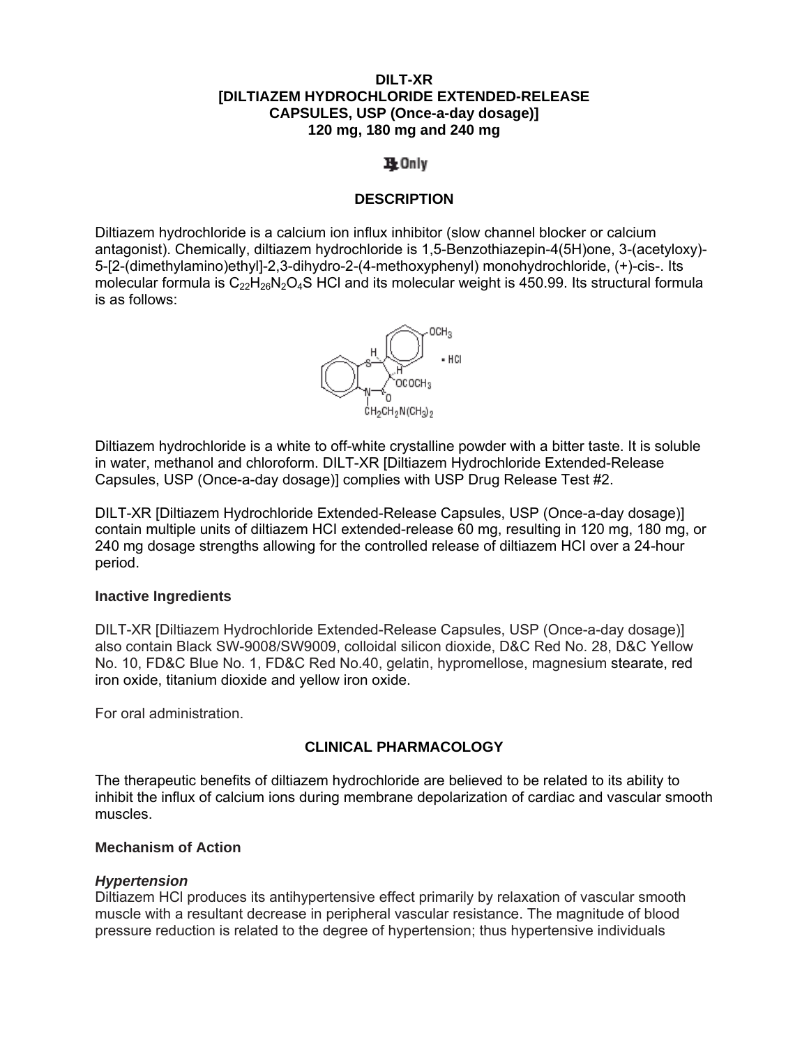# DILT-XR
# [DILTIAZEM HYDROCHLORIDE EXTENDED-RELEASE CAPSULES, USP (Once-a-day dosage)]
# 120 mg, 180 mg and 240 mg

℞ Only

## DESCRIPTION

Diltiazem hydrochloride is a calcium ion influx inhibitor (slow channel blocker or calcium antagonist). Chemically, diltiazem hydrochloride is 1,5-Benzothiazepin-4(5H)one, 3-(acetyloxy)-5-[2-(dimethylamino)ethyl]-2,3-dihydro-2-(4-methoxyphenyl) monohydrochloride, (+)-cis-. Its molecular formula is $C_{22}H_{26}N_2O_4S$ HCl and its molecular weight is 450.99. Its structural formula is as follows:

Diltiazem hydrochloride is a white to off-white crystalline powder with a bitter taste. It is soluble in water, methanol and chloroform. DILT-XR [Diltiazem Hydrochloride Extended-Release Capsules, USP (Once-a-day dosage)] complies with USP Drug Release Test #2.

DILT-XR [Diltiazem Hydrochloride Extended-Release Capsules, USP (Once-a-day dosage)] contain multiple units of diltiazem HCl extended-release 60 mg, resulting in 120 mg, 180 mg, or 240 mg dosage strengths allowing for the controlled release of diltiazem HCl over a 24-hour period.

### Inactive Ingredients

DILT-XR [Diltiazem Hydrochloride Extended-Release Capsules, USP (Once-a-day dosage)] also contain Black SW-9008/SW9009, colloidal silicon dioxide, D&C Red No. 28, D&C Yellow No. 10, FD&C Blue No. 1, FD&C Red No.40, gelatin, hypromellose, magnesium stearate, red iron oxide, titanium dioxide and yellow iron oxide.

For oral administration.

## CLINICAL PHARMACOLOGY

The therapeutic benefits of diltiazem hydrochloride are believed to be related to its ability to inhibit the influx of calcium ions during membrane depolarization of cardiac and vascular smooth muscles.

### Mechanism of Action

***Hypertension***

Diltiazem HCl produces its antihypertensive effect primarily by relaxation of vascular smooth muscle with a resultant decrease in peripheral vascular resistance. The magnitude of blood pressure reduction is related to the degree of hypertension; thus hypertensive individuals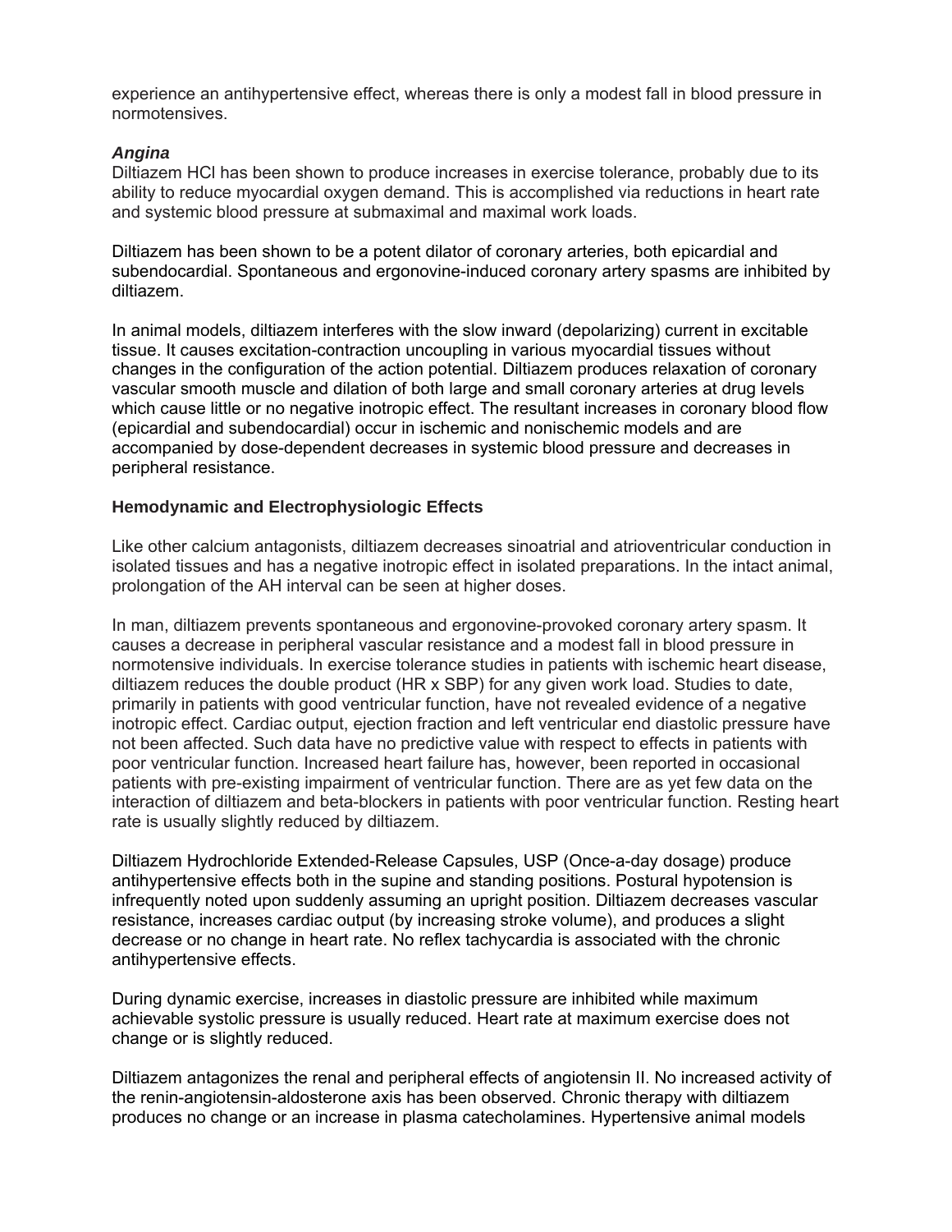experience an antihypertensive effect, whereas there is only a modest fall in blood pressure in normotensives.

### *Angina*

Diltiazem HCl has been shown to produce increases in exercise tolerance, probably due to its ability to reduce myocardial oxygen demand. This is accomplished via reductions in heart rate and systemic blood pressure at submaximal and maximal work loads.

Diltiazem has been shown to be a potent dilator of coronary arteries, both epicardial and subendocardial. Spontaneous and ergonovine-induced coronary artery spasms are inhibited by diltiazem.

In animal models, diltiazem interferes with the slow inward (depolarizing) current in excitable tissue. It causes excitation-contraction uncoupling in various myocardial tissues without changes in the configuration of the action potential. Diltiazem produces relaxation of coronary vascular smooth muscle and dilation of both large and small coronary arteries at drug levels which cause little or no negative inotropic effect. The resultant increases in coronary blood flow (epicardial and subendocardial) occur in ischemic and nonischemic models and are accompanied by dose-dependent decreases in systemic blood pressure and decreases in peripheral resistance.

### Hemodynamic and Electrophysiologic Effects

Like other calcium antagonists, diltiazem decreases sinoatrial and atrioventricular conduction in isolated tissues and has a negative inotropic effect in isolated preparations. In the intact animal, prolongation of the AH interval can be seen at higher doses.

In man, diltiazem prevents spontaneous and ergonovine-provoked coronary artery spasm. It causes a decrease in peripheral vascular resistance and a modest fall in blood pressure in normotensive individuals. In exercise tolerance studies in patients with ischemic heart disease, diltiazem reduces the double product (HR x SBP) for any given work load. Studies to date, primarily in patients with good ventricular function, have not revealed evidence of a negative inotropic effect. Cardiac output, ejection fraction and left ventricular end diastolic pressure have not been affected. Such data have no predictive value with respect to effects in patients with poor ventricular function. Increased heart failure has, however, been reported in occasional patients with pre-existing impairment of ventricular function. There are as yet few data on the interaction of diltiazem and beta-blockers in patients with poor ventricular function. Resting heart rate is usually slightly reduced by diltiazem.

Diltiazem Hydrochloride Extended-Release Capsules, USP (Once-a-day dosage) produce antihypertensive effects both in the supine and standing positions. Postural hypotension is infrequently noted upon suddenly assuming an upright position. Diltiazem decreases vascular resistance, increases cardiac output (by increasing stroke volume), and produces a slight decrease or no change in heart rate. No reflex tachycardia is associated with the chronic antihypertensive effects.

During dynamic exercise, increases in diastolic pressure are inhibited while maximum achievable systolic pressure is usually reduced. Heart rate at maximum exercise does not change or is slightly reduced.

Diltiazem antagonizes the renal and peripheral effects of angiotensin II. No increased activity of the renin-angiotensin-aldosterone axis has been observed. Chronic therapy with diltiazem produces no change or an increase in plasma catecholamines. Hypertensive animal models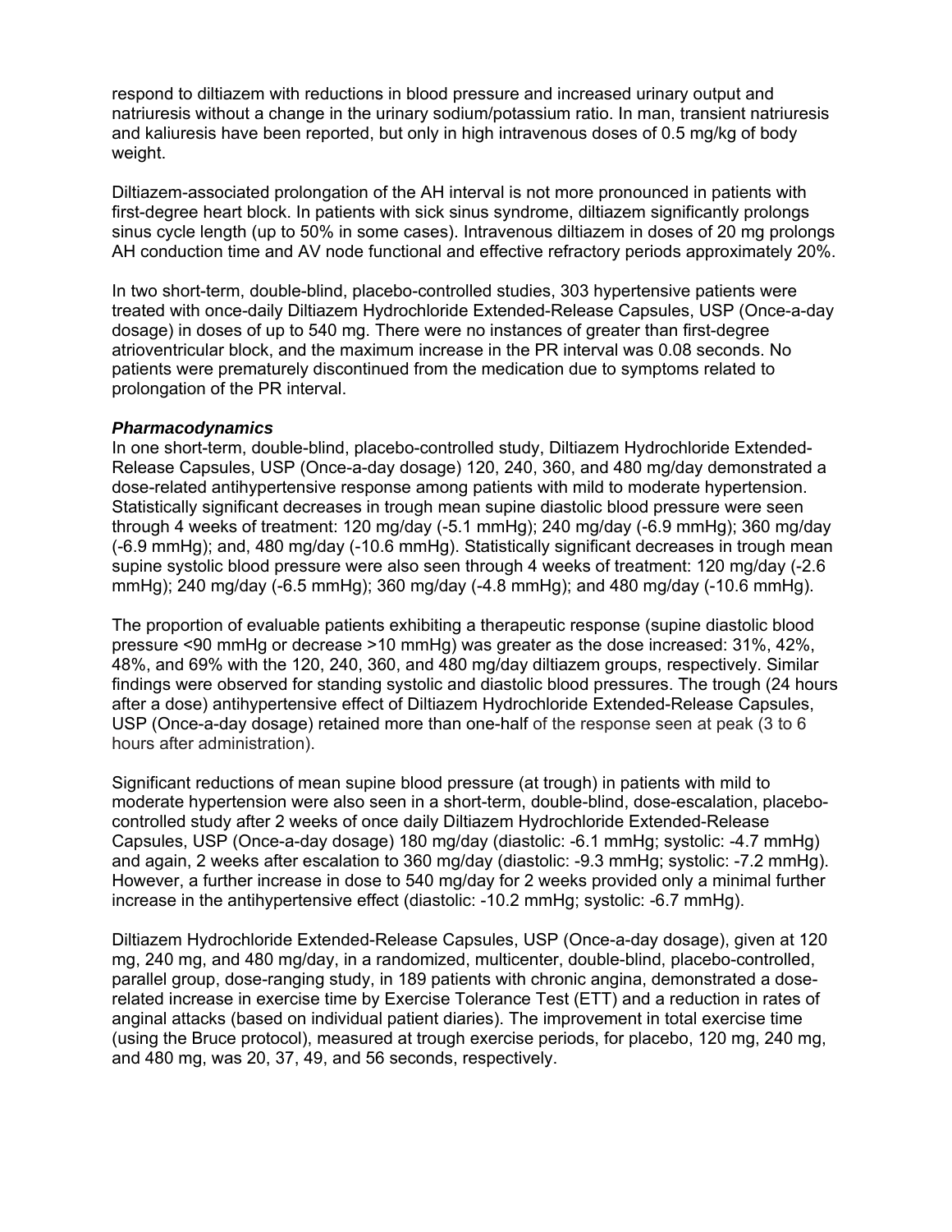respond to diltiazem with reductions in blood pressure and increased urinary output and natriuresis without a change in the urinary sodium/potassium ratio. In man, transient natriuresis and kaliuresis have been reported, but only in high intravenous doses of 0.5 mg/kg of body weight.

Diltiazem-associated prolongation of the AH interval is not more pronounced in patients with first-degree heart block. In patients with sick sinus syndrome, diltiazem significantly prolongs sinus cycle length (up to 50% in some cases). Intravenous diltiazem in doses of 20 mg prolongs AH conduction time and AV node functional and effective refractory periods approximately 20%.

In two short-term, double-blind, placebo-controlled studies, 303 hypertensive patients were treated with once-daily Diltiazem Hydrochloride Extended-Release Capsules, USP (Once-a-day dosage) in doses of up to 540 mg. There were no instances of greater than first-degree atrioventricular block, and the maximum increase in the PR interval was 0.08 seconds. No patients were prematurely discontinued from the medication due to symptoms related to prolongation of the PR interval.

***Pharmacodynamics***

In one short-term, double-blind, placebo-controlled study, Diltiazem Hydrochloride Extended-Release Capsules, USP (Once-a-day dosage) 120, 240, 360, and 480 mg/day demonstrated a dose-related antihypertensive response among patients with mild to moderate hypertension. Statistically significant decreases in trough mean supine diastolic blood pressure were seen through 4 weeks of treatment: 120 mg/day (-5.1 mmHg); 240 mg/day (-6.9 mmHg); 360 mg/day (-6.9 mmHg); and, 480 mg/day (-10.6 mmHg). Statistically significant decreases in trough mean supine systolic blood pressure were also seen through 4 weeks of treatment: 120 mg/day (-2.6 mmHg); 240 mg/day (-6.5 mmHg); 360 mg/day (-4.8 mmHg); and 480 mg/day (-10.6 mmHg).

The proportion of evaluable patients exhibiting a therapeutic response (supine diastolic blood pressure <90 mmHg or decrease >10 mmHg) was greater as the dose increased: 31%, 42%, 48%, and 69% with the 120, 240, 360, and 480 mg/day diltiazem groups, respectively. Similar findings were observed for standing systolic and diastolic blood pressures. The trough (24 hours after a dose) antihypertensive effect of Diltiazem Hydrochloride Extended-Release Capsules, USP (Once-a-day dosage) retained more than one-half of the response seen at peak (3 to 6 hours after administration).

Significant reductions of mean supine blood pressure (at trough) in patients with mild to moderate hypertension were also seen in a short-term, double-blind, dose-escalation, placebo-controlled study after 2 weeks of once daily Diltiazem Hydrochloride Extended-Release Capsules, USP (Once-a-day dosage) 180 mg/day (diastolic: -6.1 mmHg; systolic: -4.7 mmHg) and again, 2 weeks after escalation to 360 mg/day (diastolic: -9.3 mmHg; systolic: -7.2 mmHg). However, a further increase in dose to 540 mg/day for 2 weeks provided only a minimal further increase in the antihypertensive effect (diastolic: -10.2 mmHg; systolic: -6.7 mmHg).

Diltiazem Hydrochloride Extended-Release Capsules, USP (Once-a-day dosage), given at 120 mg, 240 mg, and 480 mg/day, in a randomized, multicenter, double-blind, placebo-controlled, parallel group, dose-ranging study, in 189 patients with chronic angina, demonstrated a dose-related increase in exercise time by Exercise Tolerance Test (ETT) and a reduction in rates of anginal attacks (based on individual patient diaries). The improvement in total exercise time (using the Bruce protocol), measured at trough exercise periods, for placebo, 120 mg, 240 mg, and 480 mg, was 20, 37, 49, and 56 seconds, respectively.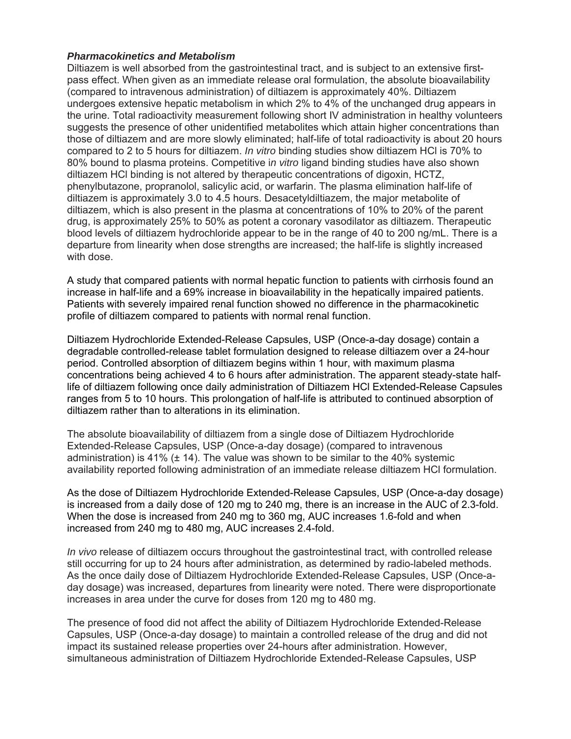***Pharmacokinetics and Metabolism***

Diltiazem is well absorbed from the gastrointestinal tract, and is subject to an extensive first-pass effect. When given as an immediate release oral formulation, the absolute bioavailability (compared to intravenous administration) of diltiazem is approximately 40%. Diltiazem undergoes extensive hepatic metabolism in which 2% to 4% of the unchanged drug appears in the urine. Total radioactivity measurement following short IV administration in healthy volunteers suggests the presence of other unidentified metabolites which attain higher concentrations than those of diltiazem and are more slowly eliminated; half-life of total radioactivity is about 20 hours compared to 2 to 5 hours for diltiazem. *In vitro* binding studies show diltiazem HCl is 70% to 80% bound to plasma proteins. Competitive i*n vitro* ligand binding studies have also shown diltiazem HCl binding is not altered by therapeutic concentrations of digoxin, HCTZ, phenylbutazone, propranolol, salicylic acid, or warfarin. The plasma elimination half-life of diltiazem is approximately 3.0 to 4.5 hours. Desacetyldiltiazem, the major metabolite of diltiazem, which is also present in the plasma at concentrations of 10% to 20% of the parent drug, is approximately 25% to 50% as potent a coronary vasodilator as diltiazem. Therapeutic blood levels of diltiazem hydrochloride appear to be in the range of 40 to 200 ng/mL. There is a departure from linearity when dose strengths are increased; the half-life is slightly increased with dose.

A study that compared patients with normal hepatic function to patients with cirrhosis found an increase in half-life and a 69% increase in bioavailability in the hepatically impaired patients. Patients with severely impaired renal function showed no difference in the pharmacokinetic profile of diltiazem compared to patients with normal renal function.

Diltiazem Hydrochloride Extended-Release Capsules, USP (Once-a-day dosage) contain a degradable controlled-release tablet formulation designed to release diltiazem over a 24-hour period. Controlled absorption of diltiazem begins within 1 hour, with maximum plasma concentrations being achieved 4 to 6 hours after administration. The apparent steady-state half-life of diltiazem following once daily administration of Diltiazem HCl Extended-Release Capsules ranges from 5 to 10 hours. This prolongation of half-life is attributed to continued absorption of diltiazem rather than to alterations in its elimination.

The absolute bioavailability of diltiazem from a single dose of Diltiazem Hydrochloride Extended-Release Capsules, USP (Once-a-day dosage) (compared to intravenous administration) is 41% (± 14). The value was shown to be similar to the 40% systemic availability reported following administration of an immediate release diltiazem HCl formulation.

As the dose of Diltiazem Hydrochloride Extended-Release Capsules, USP (Once-a-day dosage) is increased from a daily dose of 120 mg to 240 mg, there is an increase in the AUC of 2.3-fold. When the dose is increased from 240 mg to 360 mg, AUC increases 1.6-fold and when increased from 240 mg to 480 mg, AUC increases 2.4-fold.

*In vivo* release of diltiazem occurs throughout the gastrointestinal tract, with controlled release still occurring for up to 24 hours after administration, as determined by radio-labeled methods. As the once daily dose of Diltiazem Hydrochloride Extended-Release Capsules, USP (Once-a-day dosage) was increased, departures from linearity were noted. There were disproportionate increases in area under the curve for doses from 120 mg to 480 mg.

The presence of food did not affect the ability of Diltiazem Hydrochloride Extended-Release Capsules, USP (Once-a-day dosage) to maintain a controlled release of the drug and did not impact its sustained release properties over 24-hours after administration. However, simultaneous administration of Diltiazem Hydrochloride Extended-Release Capsules, USP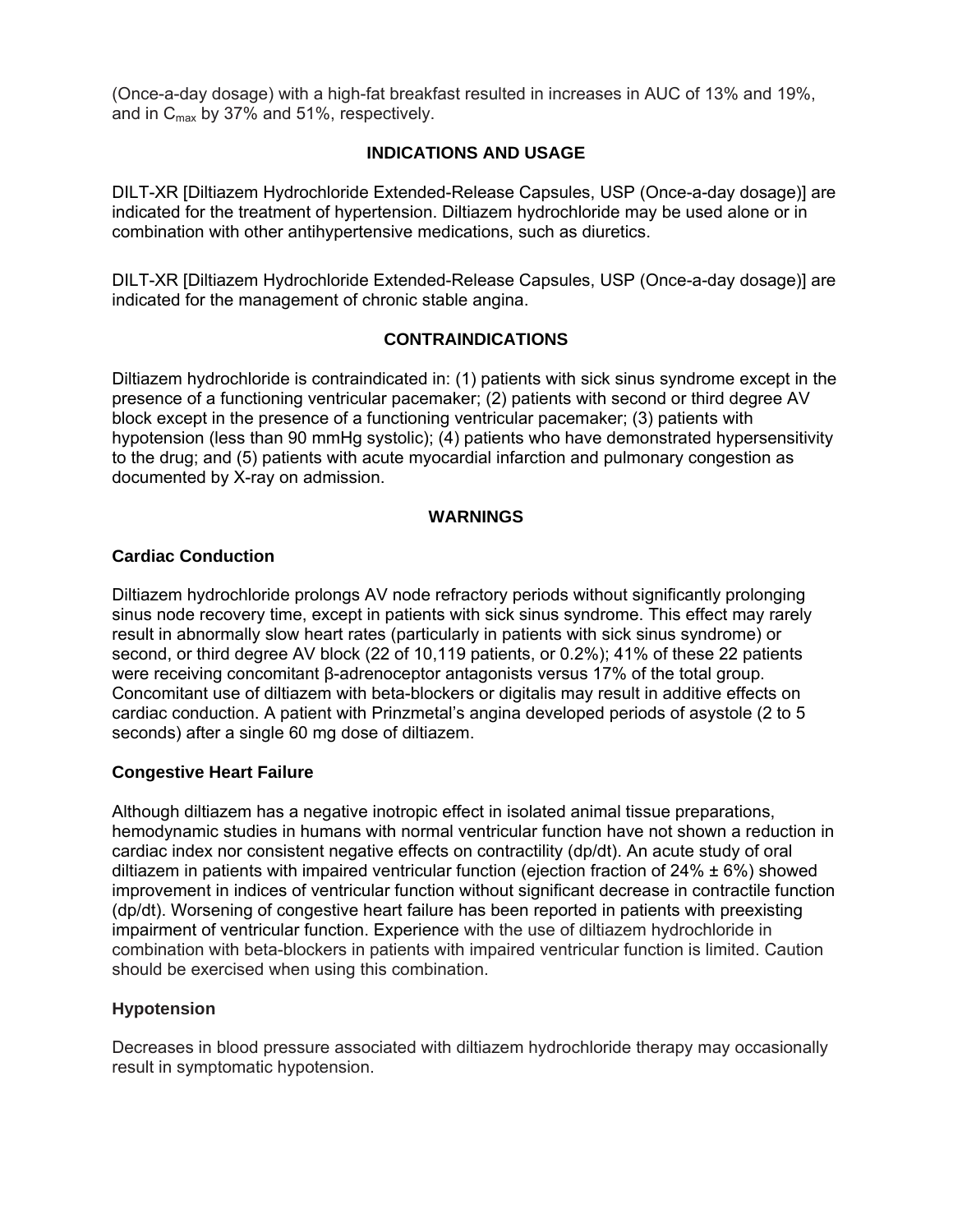(Once-a-day dosage) with a high-fat breakfast resulted in increases in AUC of 13% and 19%, and in $C_{max}$ by 37% and 51%, respectively.

## INDICATIONS AND USAGE

DILT-XR [Diltiazem Hydrochloride Extended-Release Capsules, USP (Once-a-day dosage)] are indicated for the treatment of hypertension. Diltiazem hydrochloride may be used alone or in combination with other antihypertensive medications, such as diuretics.

DILT-XR [Diltiazem Hydrochloride Extended-Release Capsules, USP (Once-a-day dosage)] are indicated for the management of chronic stable angina.

## CONTRAINDICATIONS

Diltiazem hydrochloride is contraindicated in: (1) patients with sick sinus syndrome except in the presence of a functioning ventricular pacemaker; (2) patients with second or third degree AV block except in the presence of a functioning ventricular pacemaker; (3) patients with hypotension (less than 90 mmHg systolic); (4) patients who have demonstrated hypersensitivity to the drug; and (5) patients with acute myocardial infarction and pulmonary congestion as documented by X-ray on admission.

## WARNINGS

### Cardiac Conduction

Diltiazem hydrochloride prolongs AV node refractory periods without significantly prolonging sinus node recovery time, except in patients with sick sinus syndrome. This effect may rarely result in abnormally slow heart rates (particularly in patients with sick sinus syndrome) or second, or third degree AV block (22 of 10,119 patients, or 0.2%); 41% of these 22 patients were receiving concomitant β-adrenoceptor antagonists versus 17% of the total group. Concomitant use of diltiazem with beta-blockers or digitalis may result in additive effects on cardiac conduction. A patient with Prinzmetal's angina developed periods of asystole (2 to 5 seconds) after a single 60 mg dose of diltiazem.

### Congestive Heart Failure

Although diltiazem has a negative inotropic effect in isolated animal tissue preparations, hemodynamic studies in humans with normal ventricular function have not shown a reduction in cardiac index nor consistent negative effects on contractility (dp/dt). An acute study of oral diltiazem in patients with impaired ventricular function (ejection fraction of 24% ± 6%) showed improvement in indices of ventricular function without significant decrease in contractile function (dp/dt). Worsening of congestive heart failure has been reported in patients with preexisting impairment of ventricular function. Experience with the use of diltiazem hydrochloride in combination with beta-blockers in patients with impaired ventricular function is limited. Caution should be exercised when using this combination.

### Hypotension

Decreases in blood pressure associated with diltiazem hydrochloride therapy may occasionally result in symptomatic hypotension.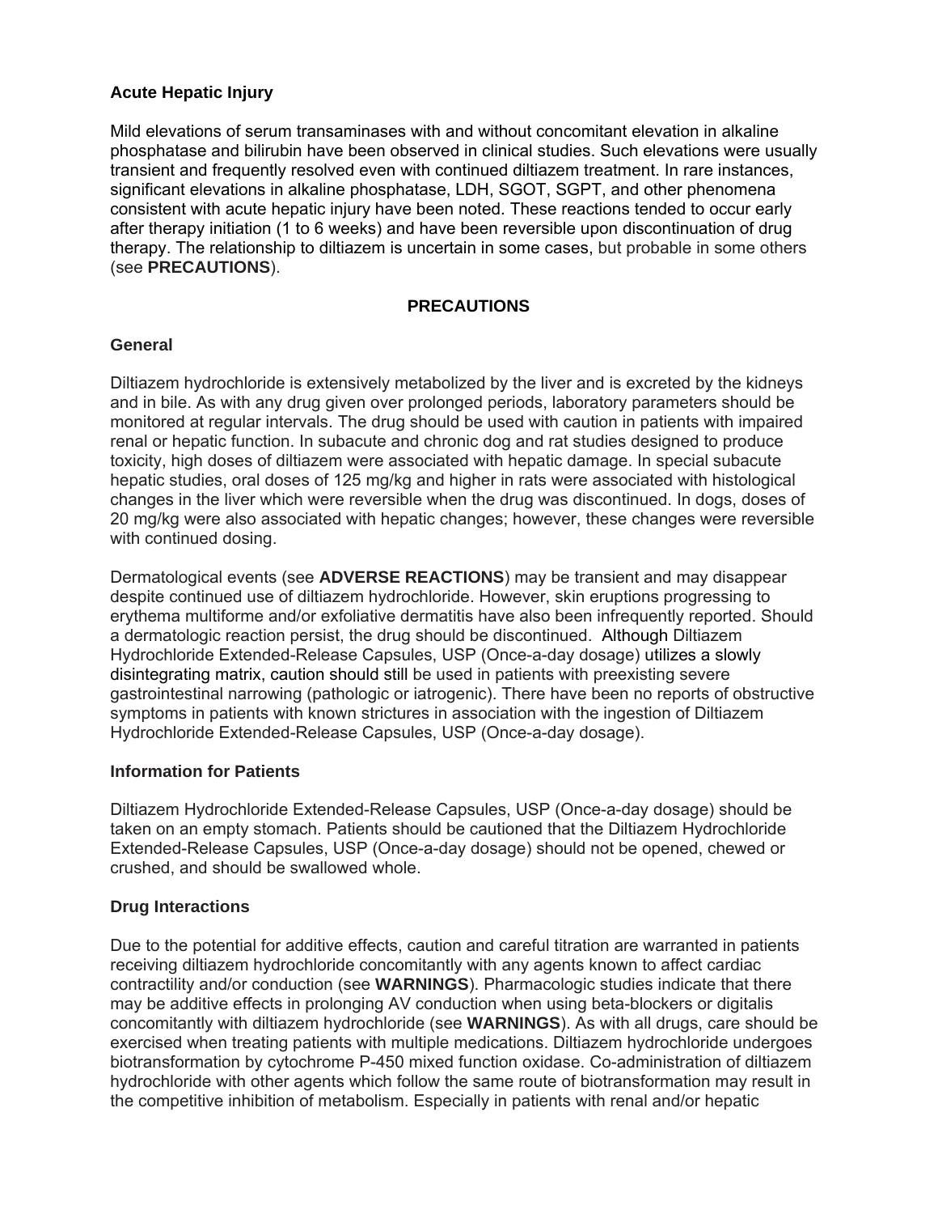### Acute Hepatic Injury

Mild elevations of serum transaminases with and without concomitant elevation in alkaline phosphatase and bilirubin have been observed in clinical studies. Such elevations were usually transient and frequently resolved even with continued diltiazem treatment. In rare instances, significant elevations in alkaline phosphatase, LDH, SGOT, SGPT, and other phenomena consistent with acute hepatic injury have been noted. These reactions tended to occur early after therapy initiation (1 to 6 weeks) and have been reversible upon discontinuation of drug therapy. The relationship to diltiazem is uncertain in some cases, but probable in some others (see **PRECAUTIONS**).

## PRECAUTIONS

### General

Diltiazem hydrochloride is extensively metabolized by the liver and is excreted by the kidneys and in bile. As with any drug given over prolonged periods, laboratory parameters should be monitored at regular intervals. The drug should be used with caution in patients with impaired renal or hepatic function. In subacute and chronic dog and rat studies designed to produce toxicity, high doses of diltiazem were associated with hepatic damage. In special subacute hepatic studies, oral doses of 125 mg/kg and higher in rats were associated with histological changes in the liver which were reversible when the drug was discontinued. In dogs, doses of 20 mg/kg were also associated with hepatic changes; however, these changes were reversible with continued dosing.

Dermatological events (see **ADVERSE REACTIONS**) may be transient and may disappear despite continued use of diltiazem hydrochloride. However, skin eruptions progressing to erythema multiforme and/or exfoliative dermatitis have also been infrequently reported. Should a dermatologic reaction persist, the drug should be discontinued. Although Diltiazem Hydrochloride Extended-Release Capsules, USP (Once-a-day dosage) utilizes a slowly disintegrating matrix, caution should still be used in patients with preexisting severe gastrointestinal narrowing (pathologic or iatrogenic). There have been no reports of obstructive symptoms in patients with known strictures in association with the ingestion of Diltiazem Hydrochloride Extended-Release Capsules, USP (Once-a-day dosage).

### Information for Patients

Diltiazem Hydrochloride Extended-Release Capsules, USP (Once-a-day dosage) should be taken on an empty stomach. Patients should be cautioned that the Diltiazem Hydrochloride Extended-Release Capsules, USP (Once-a-day dosage) should not be opened, chewed or crushed, and should be swallowed whole.

### Drug Interactions

Due to the potential for additive effects, caution and careful titration are warranted in patients receiving diltiazem hydrochloride concomitantly with any agents known to affect cardiac contractility and/or conduction (see **WARNINGS**). Pharmacologic studies indicate that there may be additive effects in prolonging AV conduction when using beta-blockers or digitalis concomitantly with diltiazem hydrochloride (see **WARNINGS**). As with all drugs, care should be exercised when treating patients with multiple medications. Diltiazem hydrochloride undergoes biotransformation by cytochrome P-450 mixed function oxidase. Co-administration of diltiazem hydrochloride with other agents which follow the same route of biotransformation may result in the competitive inhibition of metabolism. Especially in patients with renal and/or hepatic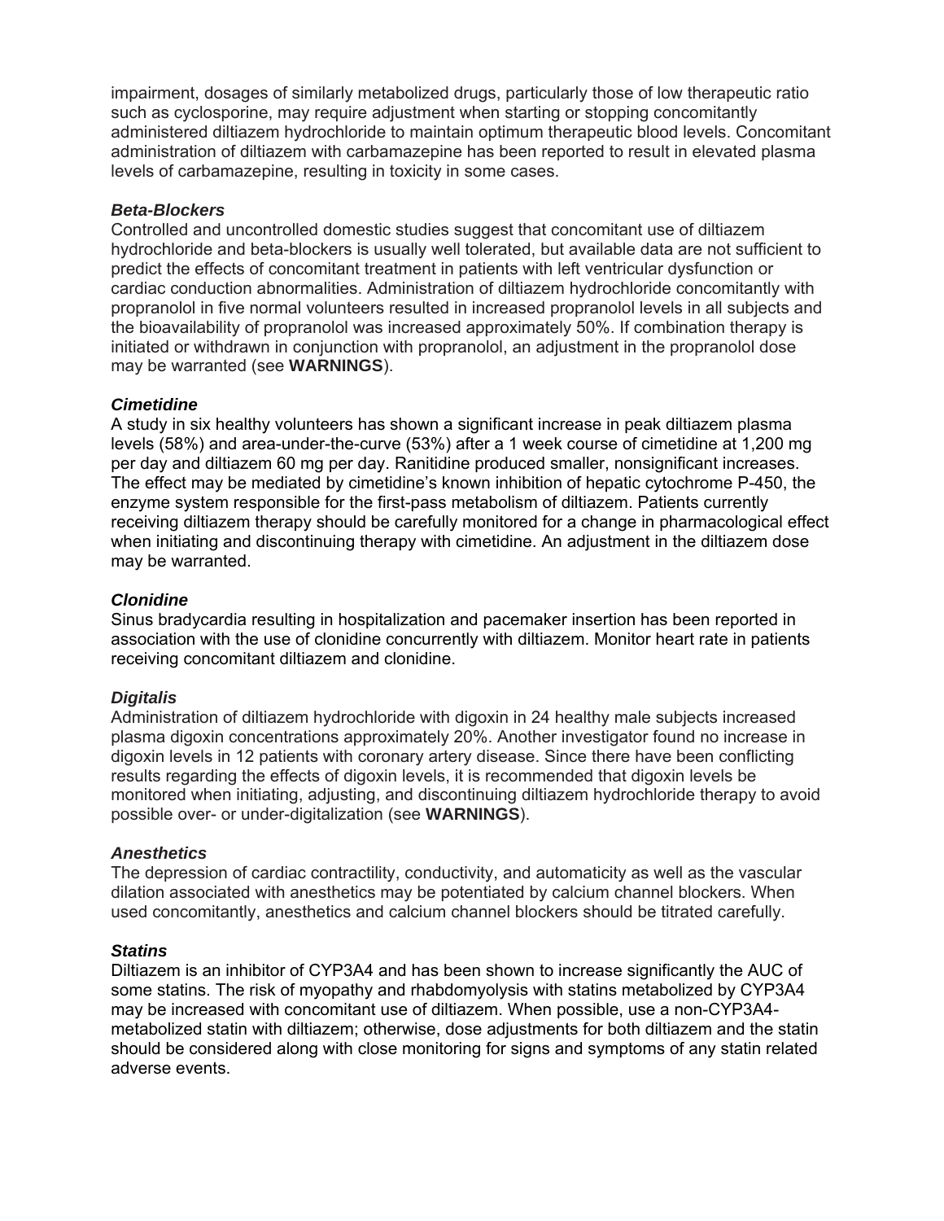impairment, dosages of similarly metabolized drugs, particularly those of low therapeutic ratio such as cyclosporine, may require adjustment when starting or stopping concomitantly administered diltiazem hydrochloride to maintain optimum therapeutic blood levels. Concomitant administration of diltiazem with carbamazepine has been reported to result in elevated plasma levels of carbamazepine, resulting in toxicity in some cases.

***Beta-Blockers***

Controlled and uncontrolled domestic studies suggest that concomitant use of diltiazem hydrochloride and beta-blockers is usually well tolerated, but available data are not sufficient to predict the effects of concomitant treatment in patients with left ventricular dysfunction or cardiac conduction abnormalities. Administration of diltiazem hydrochloride concomitantly with propranolol in five normal volunteers resulted in increased propranolol levels in all subjects and the bioavailability of propranolol was increased approximately 50%. If combination therapy is initiated or withdrawn in conjunction with propranolol, an adjustment in the propranolol dose may be warranted (see **WARNINGS**).

***Cimetidine***

A study in six healthy volunteers has shown a significant increase in peak diltiazem plasma levels (58%) and area-under-the-curve (53%) after a 1 week course of cimetidine at 1,200 mg per day and diltiazem 60 mg per day. Ranitidine produced smaller, nonsignificant increases. The effect may be mediated by cimetidine's known inhibition of hepatic cytochrome P-450, the enzyme system responsible for the first-pass metabolism of diltiazem. Patients currently receiving diltiazem therapy should be carefully monitored for a change in pharmacological effect when initiating and discontinuing therapy with cimetidine. An adjustment in the diltiazem dose may be warranted.

***Clonidine***

Sinus bradycardia resulting in hospitalization and pacemaker insertion has been reported in association with the use of clonidine concurrently with diltiazem. Monitor heart rate in patients receiving concomitant diltiazem and clonidine.

***Digitalis***

Administration of diltiazem hydrochloride with digoxin in 24 healthy male subjects increased plasma digoxin concentrations approximately 20%. Another investigator found no increase in digoxin levels in 12 patients with coronary artery disease. Since there have been conflicting results regarding the effects of digoxin levels, it is recommended that digoxin levels be monitored when initiating, adjusting, and discontinuing diltiazem hydrochloride therapy to avoid possible over- or under-digitalization (see **WARNINGS**).

***Anesthetics***

The depression of cardiac contractility, conductivity, and automaticity as well as the vascular dilation associated with anesthetics may be potentiated by calcium channel blockers. When used concomitantly, anesthetics and calcium channel blockers should be titrated carefully.

***Statins***

Diltiazem is an inhibitor of CYP3A4 and has been shown to increase significantly the AUC of some statins. The risk of myopathy and rhabdomyolysis with statins metabolized by CYP3A4 may be increased with concomitant use of diltiazem. When possible, use a non-CYP3A4-metabolized statin with diltiazem; otherwise, dose adjustments for both diltiazem and the statin should be considered along with close monitoring for signs and symptoms of any statin related adverse events.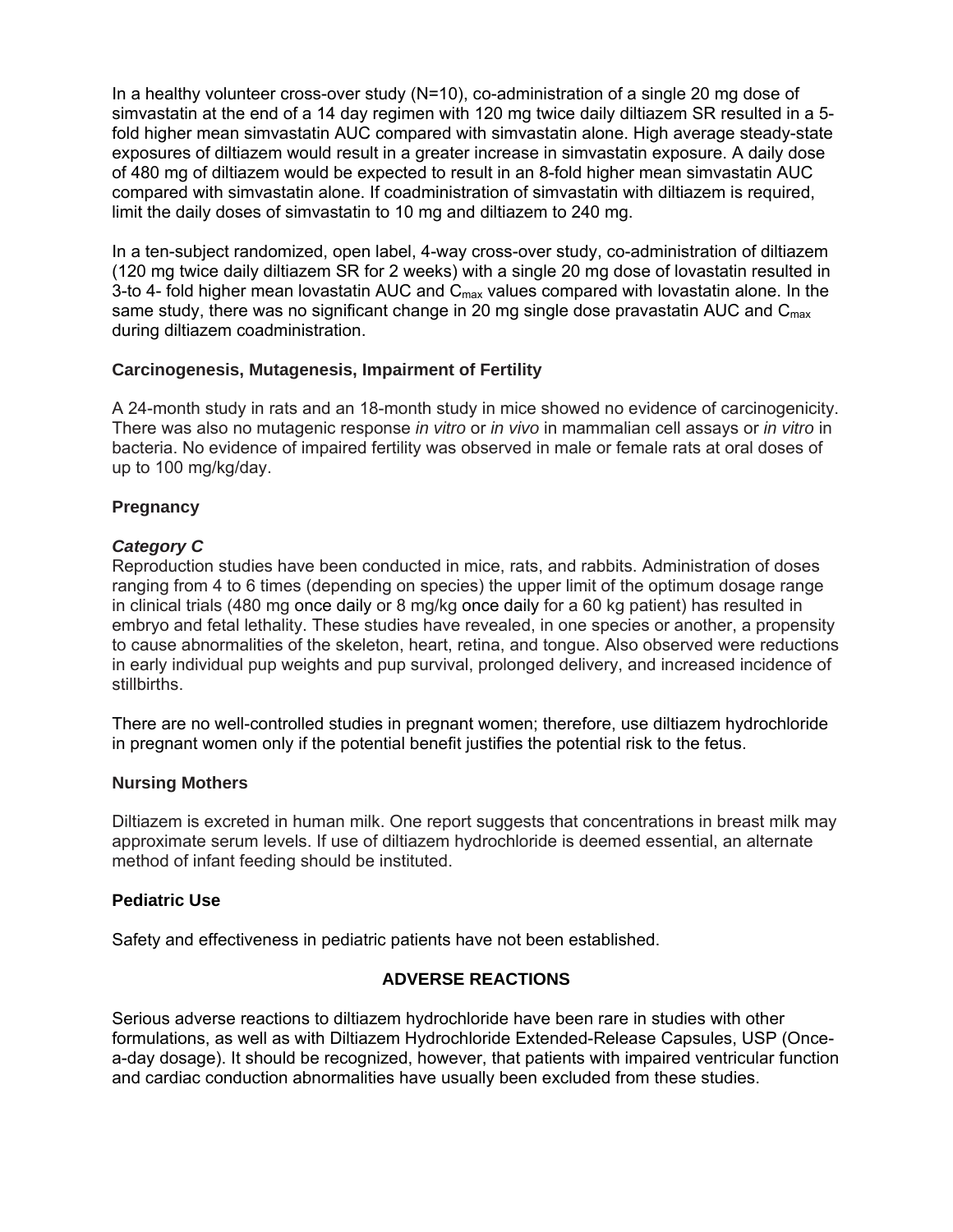In a healthy volunteer cross-over study (N=10), co-administration of a single 20 mg dose of simvastatin at the end of a 14 day regimen with 120 mg twice daily diltiazem SR resulted in a 5-fold higher mean simvastatin AUC compared with simvastatin alone. High average steady-state exposures of diltiazem would result in a greater increase in simvastatin exposure. A daily dose of 480 mg of diltiazem would be expected to result in an 8-fold higher mean simvastatin AUC compared with simvastatin alone. If coadministration of simvastatin with diltiazem is required, limit the daily doses of simvastatin to 10 mg and diltiazem to 240 mg.

In a ten-subject randomized, open label, 4-way cross-over study, co-administration of diltiazem (120 mg twice daily diltiazem SR for 2 weeks) with a single 20 mg dose of lovastatin resulted in 3-to 4- fold higher mean lovastatin AUC and $C_{max}$ values compared with lovastatin alone. In the same study, there was no significant change in 20 mg single dose pravastatin AUC and $C_{max}$ during diltiazem coadministration.

### Carcinogenesis, Mutagenesis, Impairment of Fertility

A 24-month study in rats and an 18-month study in mice showed no evidence of carcinogenicity. There was also no mutagenic response *in vitro* or *in vivo* in mammalian cell assays or *in vitro* in bacteria. No evidence of impaired fertility was observed in male or female rats at oral doses of up to 100 mg/kg/day.

### Pregnancy

***Category C***

Reproduction studies have been conducted in mice, rats, and rabbits. Administration of doses ranging from 4 to 6 times (depending on species) the upper limit of the optimum dosage range in clinical trials (480 mg once daily or 8 mg/kg once daily for a 60 kg patient) has resulted in embryo and fetal lethality. These studies have revealed, in one species or another, a propensity to cause abnormalities of the skeleton, heart, retina, and tongue. Also observed were reductions in early individual pup weights and pup survival, prolonged delivery, and increased incidence of stillbirths.

There are no well-controlled studies in pregnant women; therefore, use diltiazem hydrochloride in pregnant women only if the potential benefit justifies the potential risk to the fetus.

### Nursing Mothers

Diltiazem is excreted in human milk. One report suggests that concentrations in breast milk may approximate serum levels. If use of diltiazem hydrochloride is deemed essential, an alternate method of infant feeding should be instituted.

### Pediatric Use

Safety and effectiveness in pediatric patients have not been established.

## ADVERSE REACTIONS

Serious adverse reactions to diltiazem hydrochloride have been rare in studies with other formulations, as well as with Diltiazem Hydrochloride Extended-Release Capsules, USP (Once-a-day dosage). It should be recognized, however, that patients with impaired ventricular function and cardiac conduction abnormalities have usually been excluded from these studies.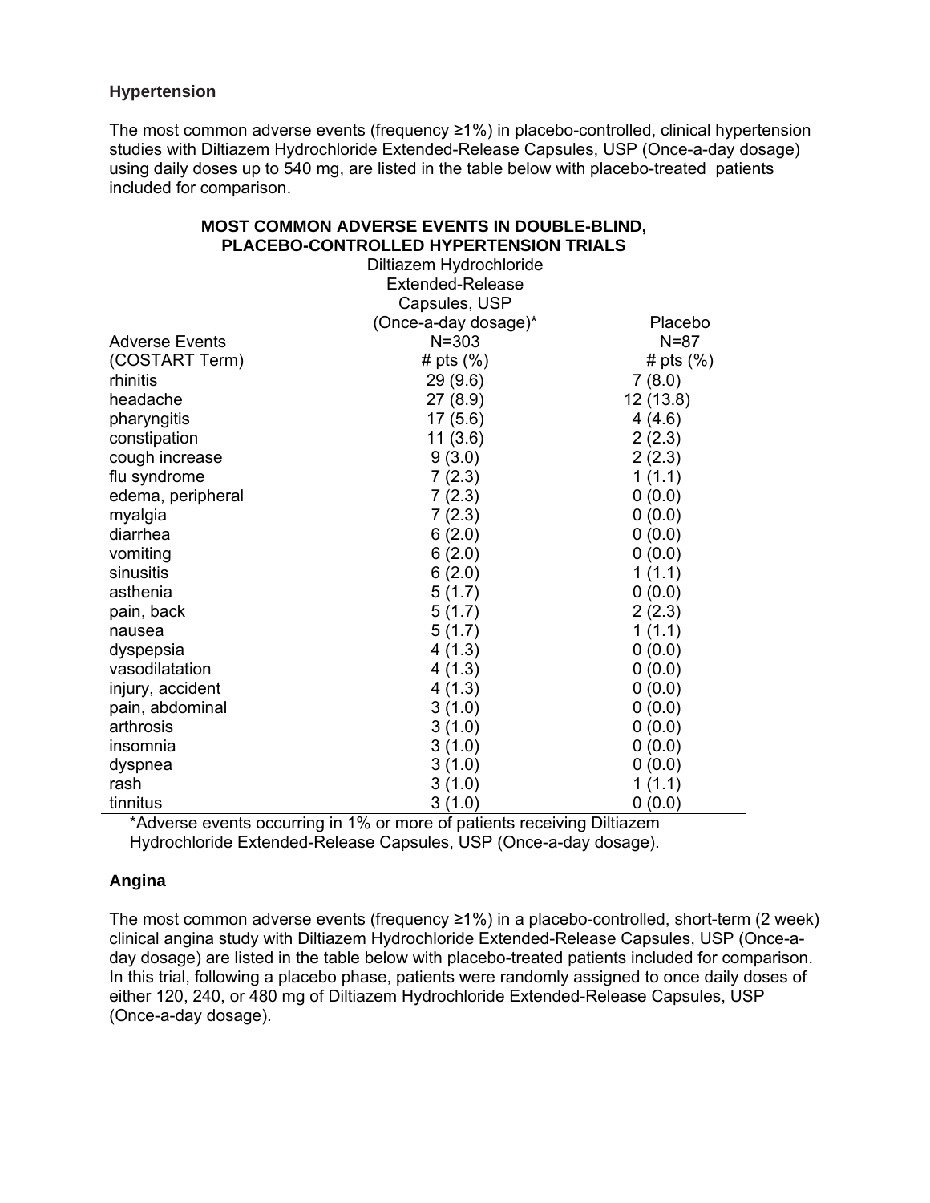### Hypertension

The most common adverse events (frequency ≥1%) in placebo-controlled, clinical hypertension studies with Diltiazem Hydrochloride Extended-Release Capsules, USP (Once-a-day dosage) using daily doses up to 540 mg, are listed in the table below with placebo-treated patients included for comparison.

**MOST COMMON ADVERSE EVENTS IN DOUBLE-BLIND, PLACEBO-CONTROLLED HYPERTENSION TRIALS**

| Adverse Events (COSTART Term) | Diltiazem Hydrochloride Extended-Release Capsules, USP (Once-a-day dosage)* N=303 # pts (%) | Placebo N=87 # pts (%) |
|---|---|---|
| rhinitis | 29 (9.6) | 7 (8.0) |
| headache | 27 (8.9) | 12 (13.8) |
| pharyngitis | 17 (5.6) | 4 (4.6) |
| constipation | 11 (3.6) | 2 (2.3) |
| cough increase | 9 (3.0) | 2 (2.3) |
| flu syndrome | 7 (2.3) | 1 (1.1) |
| edema, peripheral | 7 (2.3) | 0 (0.0) |
| myalgia | 7 (2.3) | 0 (0.0) |
| diarrhea | 6 (2.0) | 0 (0.0) |
| vomiting | 6 (2.0) | 0 (0.0) |
| sinusitis | 6 (2.0) | 1 (1.1) |
| asthenia | 5 (1.7) | 0 (0.0) |
| pain, back | 5 (1.7) | 2 (2.3) |
| nausea | 5 (1.7) | 1 (1.1) |
| dyspepsia | 4 (1.3) | 0 (0.0) |
| vasodilatation | 4 (1.3) | 0 (0.0) |
| injury, accident | 4 (1.3) | 0 (0.0) |
| pain, abdominal | 3 (1.0) | 0 (0.0) |
| arthrosis | 3 (1.0) | 0 (0.0) |
| insomnia | 3 (1.0) | 0 (0.0) |
| dyspnea | 3 (1.0) | 0 (0.0) |
| rash | 3 (1.0) | 1 (1.1) |
| tinnitus | 3 (1.0) | 0 (0.0) |

*Adverse events occurring in 1% or more of patients receiving Diltiazem Hydrochloride Extended-Release Capsules, USP (Once-a-day dosage).

### Angina

The most common adverse events (frequency ≥1%) in a placebo-controlled, short-term (2 week) clinical angina study with Diltiazem Hydrochloride Extended-Release Capsules, USP (Once-a-day dosage) are listed in the table below with placebo-treated patients included for comparison. In this trial, following a placebo phase, patients were randomly assigned to once daily doses of either 120, 240, or 480 mg of Diltiazem Hydrochloride Extended-Release Capsules, USP (Once-a-day dosage).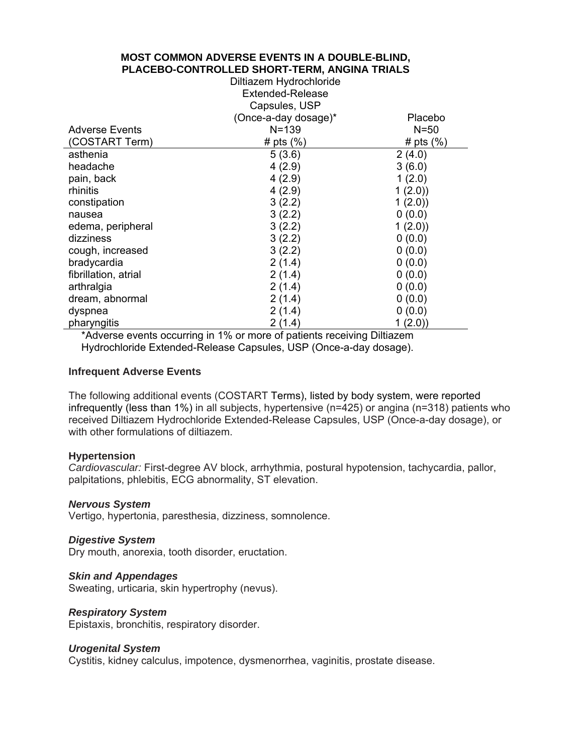**MOST COMMON ADVERSE EVENTS IN A DOUBLE-BLIND, PLACEBO-CONTROLLED SHORT-TERM, ANGINA TRIALS**

| Adverse Events (COSTART Term) | Diltiazem Hydrochloride Extended-Release Capsules, USP (Once-a-day dosage)* N=139 # pts (%) | Placebo N=50 # pts (%) |
|---|---|---|
| asthenia | 5 (3.6) | 2 (4.0) |
| headache | 4 (2.9) | 3 (6.0) |
| pain, back | 4 (2.9) | 1 (2.0) |
| rhinitis | 4 (2.9) | 1 (2.0)) |
| constipation | 3 (2.2) | 1 (2.0)) |
| nausea | 3 (2.2) | 0 (0.0) |
| edema, peripheral | 3 (2.2) | 1 (2.0)) |
| dizziness | 3 (2.2) | 0 (0.0) |
| cough, increased | 3 (2.2) | 0 (0.0) |
| bradycardia | 2 (1.4) | 0 (0.0) |
| fibrillation, atrial | 2 (1.4) | 0 (0.0) |
| arthralgia | 2 (1.4) | 0 (0.0) |
| dream, abnormal | 2 (1.4) | 0 (0.0) |
| dyspnea | 2 (1.4) | 0 (0.0) |
| pharyngitis | 2 (1.4) | 1 (2.0)) |

*Adverse events occurring in 1% or more of patients receiving Diltiazem Hydrochloride Extended-Release Capsules, USP (Once-a-day dosage).

**Infrequent Adverse Events**

The following additional events (COSTART Terms), listed by body system, were reported infrequently (less than 1%) in all subjects, hypertensive (n=425) or angina (n=318) patients who received Diltiazem Hydrochloride Extended-Release Capsules, USP (Once-a-day dosage), or with other formulations of diltiazem.

**Hypertension**

*Cardiovascular:* First-degree AV block, arrhythmia, postural hypotension, tachycardia, pallor, palpitations, phlebitis, ECG abnormality, ST elevation.

***Nervous System***

Vertigo, hypertonia, paresthesia, dizziness, somnolence.

***Digestive System***

Dry mouth, anorexia, tooth disorder, eructation.

***Skin and Appendages***

Sweating, urticaria, skin hypertrophy (nevus).

***Respiratory System***

Epistaxis, bronchitis, respiratory disorder.

***Urogenital System***

Cystitis, kidney calculus, impotence, dysmenorrhea, vaginitis, prostate disease.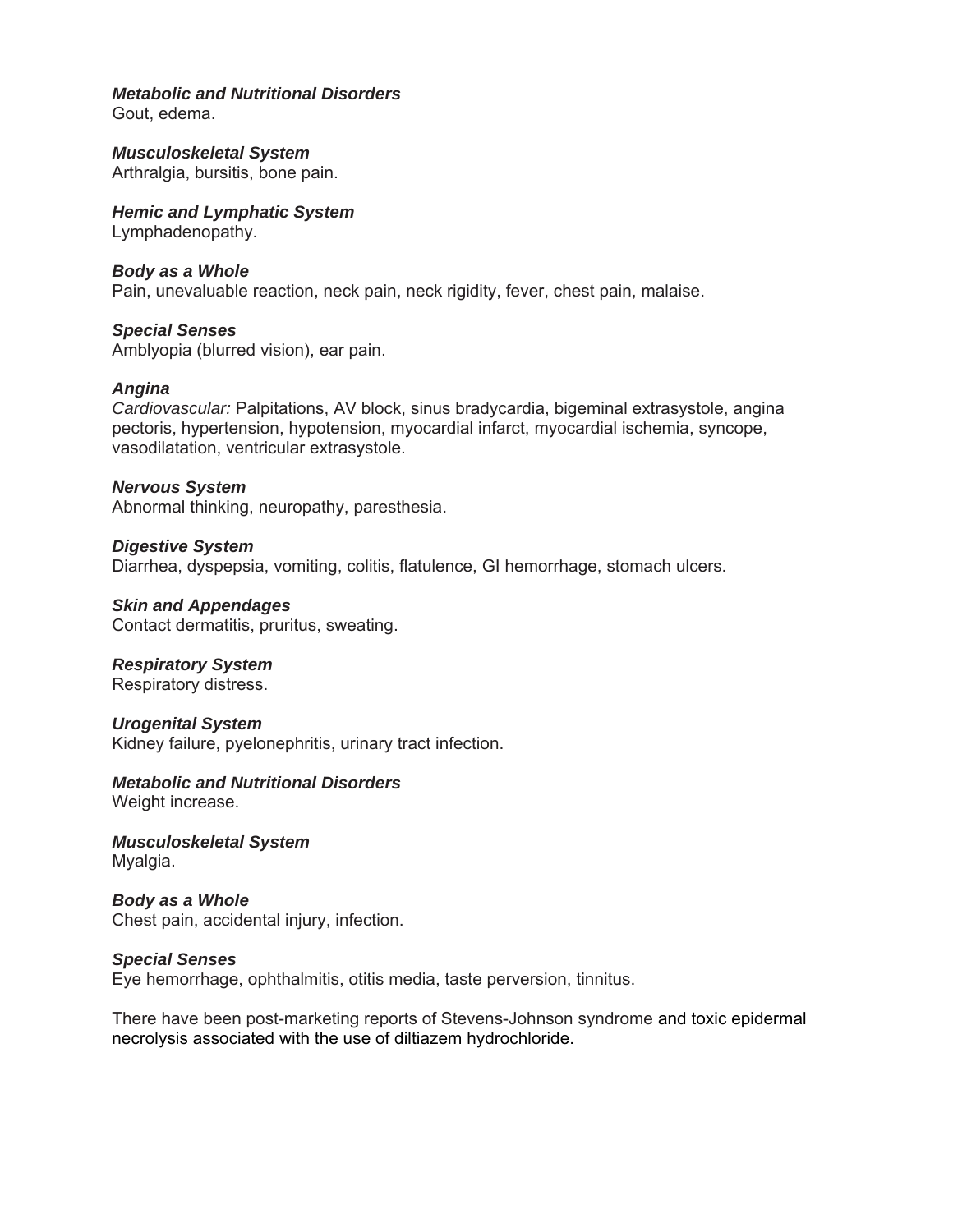***Metabolic and Nutritional Disorders***
Gout, edema.

***Musculoskeletal System***
Arthralgia, bursitis, bone pain.

***Hemic and Lymphatic System***
Lymphadenopathy.

***Body as a Whole***
Pain, unevaluable reaction, neck pain, neck rigidity, fever, chest pain, malaise.

***Special Senses***
Amblyopia (blurred vision), ear pain.

***Angina***
*Cardiovascular:* Palpitations, AV block, sinus bradycardia, bigeminal extrasystole, angina pectoris, hypertension, hypotension, myocardial infarct, myocardial ischemia, syncope, vasodilatation, ventricular extrasystole.

***Nervous System***
Abnormal thinking, neuropathy, paresthesia.

***Digestive System***
Diarrhea, dyspepsia, vomiting, colitis, flatulence, GI hemorrhage, stomach ulcers.

***Skin and Appendages***
Contact dermatitis, pruritus, sweating.

***Respiratory System***
Respiratory distress.

***Urogenital System***
Kidney failure, pyelonephritis, urinary tract infection.

***Metabolic and Nutritional Disorders***
Weight increase.

***Musculoskeletal System***
Myalgia.

***Body as a Whole***
Chest pain, accidental injury, infection.

***Special Senses***
Eye hemorrhage, ophthalmitis, otitis media, taste perversion, tinnitus.

There have been post-marketing reports of Stevens-Johnson syndrome and toxic epidermal necrolysis associated with the use of diltiazem hydrochloride.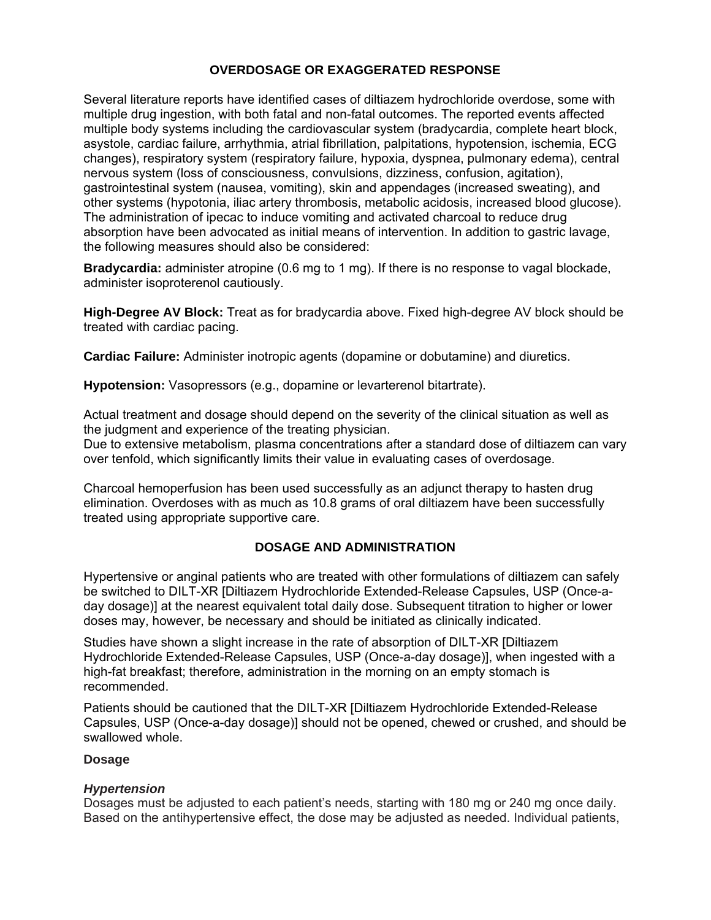## OVERDOSAGE OR EXAGGERATED RESPONSE

Several literature reports have identified cases of diltiazem hydrochloride overdose, some with multiple drug ingestion, with both fatal and non-fatal outcomes. The reported events affected multiple body systems including the cardiovascular system (bradycardia, complete heart block, asystole, cardiac failure, arrhythmia, atrial fibrillation, palpitations, hypotension, ischemia, ECG changes), respiratory system (respiratory failure, hypoxia, dyspnea, pulmonary edema), central nervous system (loss of consciousness, convulsions, dizziness, confusion, agitation), gastrointestinal system (nausea, vomiting), skin and appendages (increased sweating), and other systems (hypotonia, iliac artery thrombosis, metabolic acidosis, increased blood glucose). The administration of ipecac to induce vomiting and activated charcoal to reduce drug absorption have been advocated as initial means of intervention. In addition to gastric lavage, the following measures should also be considered:

**Bradycardia:** administer atropine (0.6 mg to 1 mg). If there is no response to vagal blockade, administer isoproterenol cautiously.

**High-Degree AV Block:** Treat as for bradycardia above. Fixed high-degree AV block should be treated with cardiac pacing.

**Cardiac Failure:** Administer inotropic agents (dopamine or dobutamine) and diuretics.

**Hypotension:** Vasopressors (e.g., dopamine or levarterenol bitartrate).

Actual treatment and dosage should depend on the severity of the clinical situation as well as the judgment and experience of the treating physician.
Due to extensive metabolism, plasma concentrations after a standard dose of diltiazem can vary over tenfold, which significantly limits their value in evaluating cases of overdosage.

Charcoal hemoperfusion has been used successfully as an adjunct therapy to hasten drug elimination. Overdoses with as much as 10.8 grams of oral diltiazem have been successfully treated using appropriate supportive care.

## DOSAGE AND ADMINISTRATION

Hypertensive or anginal patients who are treated with other formulations of diltiazem can safely be switched to DILT-XR [Diltiazem Hydrochloride Extended-Release Capsules, USP (Once-a-day dosage)] at the nearest equivalent total daily dose. Subsequent titration to higher or lower doses may, however, be necessary and should be initiated as clinically indicated.

Studies have shown a slight increase in the rate of absorption of DILT-XR [Diltiazem Hydrochloride Extended-Release Capsules, USP (Once-a-day dosage)], when ingested with a high-fat breakfast; therefore, administration in the morning on an empty stomach is recommended.

Patients should be cautioned that the DILT-XR [Diltiazem Hydrochloride Extended-Release Capsules, USP (Once-a-day dosage)] should not be opened, chewed or crushed, and should be swallowed whole.

### Dosage

#### *Hypertension*

Dosages must be adjusted to each patient's needs, starting with 180 mg or 240 mg once daily. Based on the antihypertensive effect, the dose may be adjusted as needed. Individual patients,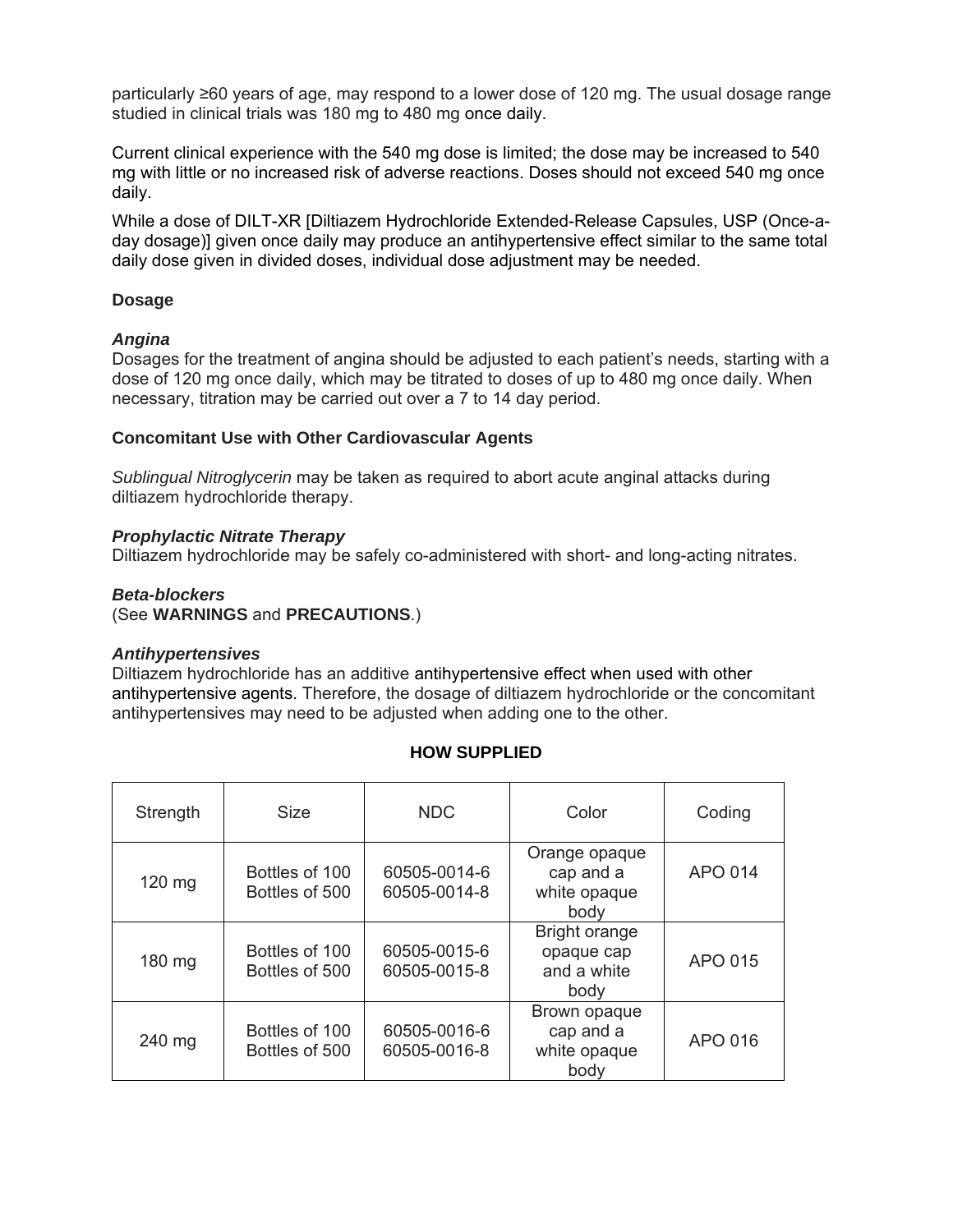particularly ≥60 years of age, may respond to a lower dose of 120 mg. The usual dosage range studied in clinical trials was 180 mg to 480 mg once daily.

Current clinical experience with the 540 mg dose is limited; the dose may be increased to 540 mg with little or no increased risk of adverse reactions. Doses should not exceed 540 mg once daily.

While a dose of DILT-XR [Diltiazem Hydrochloride Extended-Release Capsules, USP (Once-a-day dosage)] given once daily may produce an antihypertensive effect similar to the same total daily dose given in divided doses, individual dose adjustment may be needed.

**Dosage**

***Angina***

Dosages for the treatment of angina should be adjusted to each patient's needs, starting with a dose of 120 mg once daily, which may be titrated to doses of up to 480 mg once daily. When necessary, titration may be carried out over a 7 to 14 day period.

**Concomitant Use with Other Cardiovascular Agents**

*Sublingual Nitroglycerin* may be taken as required to abort acute anginal attacks during diltiazem hydrochloride therapy.

***Prophylactic Nitrate Therapy***

Diltiazem hydrochloride may be safely co-administered with short- and long-acting nitrates.

***Beta-blockers***

(See **WARNINGS** and **PRECAUTIONS**.)

***Antihypertensives***

Diltiazem hydrochloride has an additive antihypertensive effect when used with other antihypertensive agents. Therefore, the dosage of diltiazem hydrochloride or the concomitant antihypertensives may need to be adjusted when adding one to the other.

## HOW SUPPLIED

| Strength | Size | NDC | Color | Coding |
|---|---|---|---|---|
| 120 mg | Bottles of 100<br>Bottles of 500 | 60505-0014-6<br>60505-0014-8 | Orange opaque cap and a white opaque body | APO 014 |
| 180 mg | Bottles of 100<br>Bottles of 500 | 60505-0015-6<br>60505-0015-8 | Bright orange opaque cap and a white body | APO 015 |
| 240 mg | Bottles of 100<br>Bottles of 500 | 60505-0016-6<br>60505-0016-8 | Brown opaque cap and a white opaque body | APO 016 |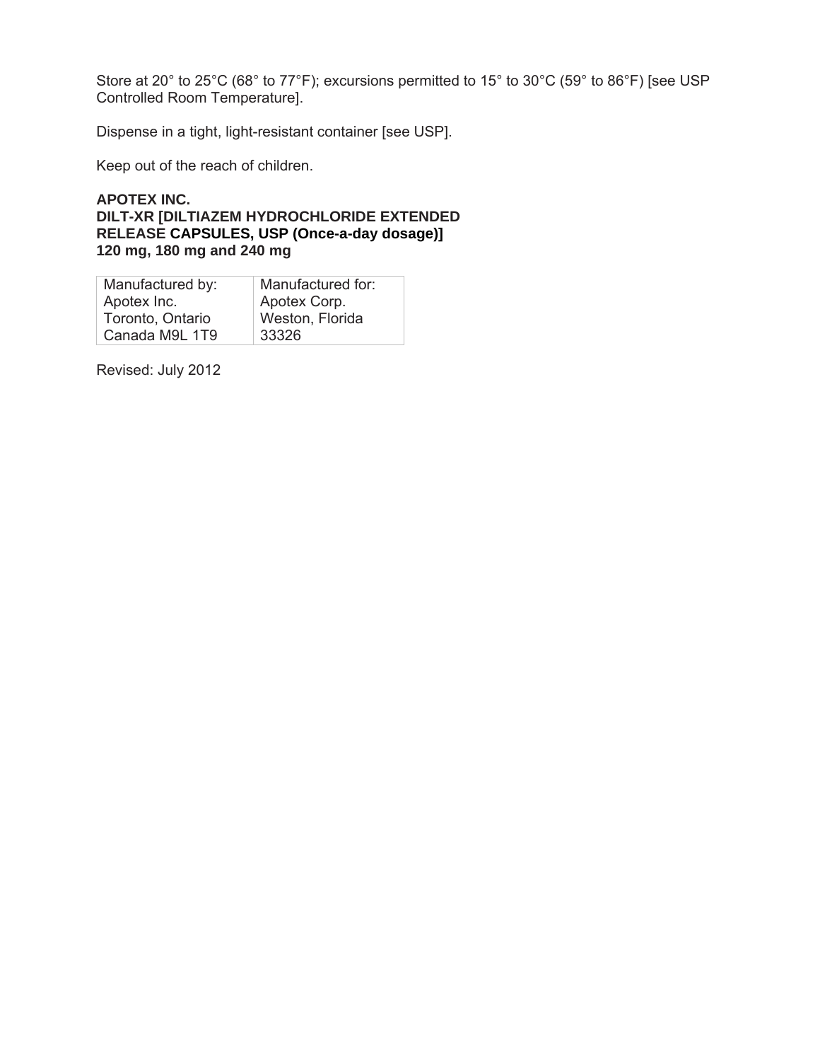Store at 20° to 25°C (68° to 77°F); excursions permitted to 15° to 30°C (59° to 86°F) [see USP Controlled Room Temperature].

Dispense in a tight, light-resistant container [see USP].

Keep out of the reach of children.

**APOTEX INC.**
**DILT-XR [DILTIAZEM HYDROCHLORIDE EXTENDED RELEASE CAPSULES, USP (Once-a-day dosage)]**
**120 mg, 180 mg and 240 mg**

| | |
|---|---|
| Manufactured by:<br>Apotex Inc.<br>Toronto, Ontario<br>Canada M9L 1T9 | Manufactured for:<br>Apotex Corp.<br>Weston, Florida<br>33326 |

Revised: July 2012